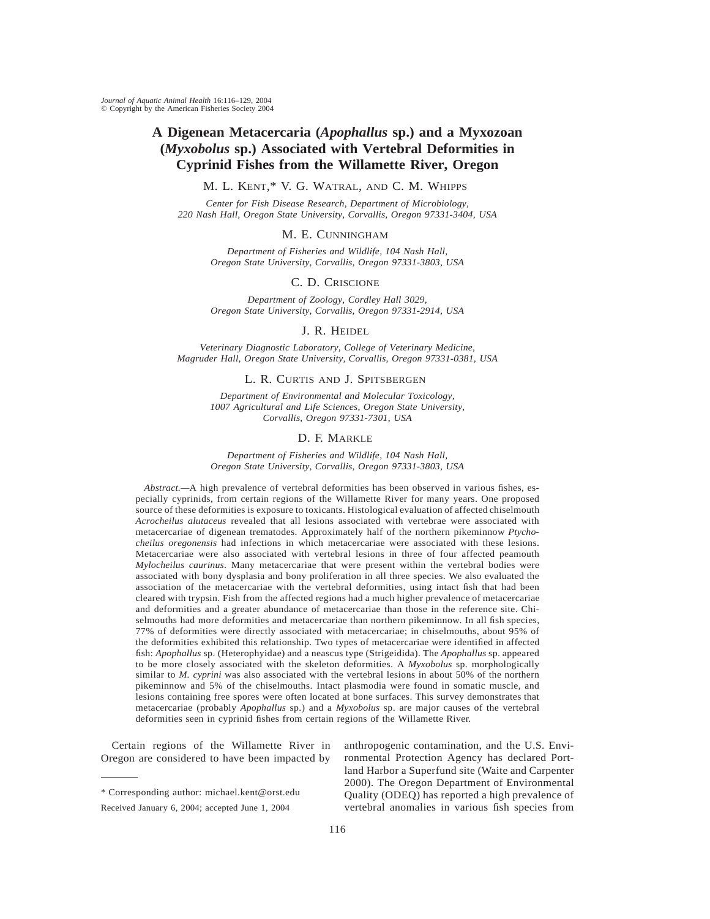# A Digenean Metacercaria (*Apophallus* sp.) and a Myxozoan (*Myxobolus* sp.) Associated with Vertebral Deformities in Cyprinid Fishes from the Willamette River, Oregon

M. L. KENT,* V. G. WATRAL, AND C. M. WHIPPS

*Center for Fish Disease Research, Department of Microbiology, 220 Nash Hall, Oregon State University, Corvallis, Oregon 97331-3404, USA*

M. E. CUNNINGHAM

*Department of Fisheries and Wildlife, 104 Nash Hall, Oregon State University, Corvallis, Oregon 97331-3803, USA*

C. D. CRISCIONE

*Department of Zoology, Cordley Hall 3029, Oregon State University, Corvallis, Oregon 97331-2914, USA*

J. R. HEIDEL

*Veterinary Diagnostic Laboratory, College of Veterinary Medicine, Magruder Hall, Oregon State University, Corvallis, Oregon 97331-0381, USA*

L. R. CURTIS AND J. SPITSBERGEN

*Department of Environmental and Molecular Toxicology, 1007 Agricultural and Life Sciences, Oregon State University, Corvallis, Oregon 97331-7301, USA*

D. F. MARKLE

*Department of Fisheries and Wildlife, 104 Nash Hall, Oregon State University, Corvallis, Oregon 97331-3803, USA*

*Abstract.*—A high prevalence of vertebral deformities has been observed in various fishes, especially cyprinids, from certain regions of the Willamette River for many years. One proposed source of these deformities is exposure to toxicants. Histological evaluation of affected chiselmouth *Acrocheilus alutaceus* revealed that all lesions associated with vertebrae were associated with metacercariae of digenean trematodes. Approximately half of the northern pikeminnow *Ptychocheilus oregonensis* had infections in which metacercariae were associated with these lesions. Metacercariae were also associated with vertebral lesions in three of four affected peamouth *Mylocheilus caurinus*. Many metacercariae that were present within the vertebral bodies were associated with bony dysplasia and bony proliferation in all three species. We also evaluated the association of the metacercariae with the vertebral deformities, using intact fish that had been cleared with trypsin. Fish from the affected regions had a much higher prevalence of metacercariae and deformities and a greater abundance of metacercariae than those in the reference site. Chiselmouths had more deformities and metacercariae than northern pikeminnow. In all fish species, 77% of deformities were directly associated with metacercariae; in chiselmouths, about 95% of the deformities exhibited this relationship. Two types of metacercariae were identified in affected fish: *Apophallus* sp. (Heterophyidae) and a neascus type (Strigeidida). The *Apophallus* sp. appeared to be more closely associated with the skeleton deformities. A *Myxobolus* sp. morphologically similar to *M. cyprini* was also associated with the vertebral lesions in about 50% of the northern pikeminnow and 5% of the chiselmouths. Intact plasmodia were found in somatic muscle, and lesions containing free spores were often located at bone surfaces. This survey demonstrates that metacercariae (probably *Apophallus* sp.) and a *Myxobolus* sp. are major causes of the vertebral deformities seen in cyprinid fishes from certain regions of the Willamette River.

Certain regions of the Willamette River in Oregon are considered to have been impacted by anthropogenic contamination, and the U.S. Environmental Protection Agency has declared Portland Harbor a Superfund site (Waite and Carpenter 2000). The Oregon Department of Environmental Quality (ODEQ) has reported a high prevalence of vertebral anomalies in various fish species from

* Corresponding author: michael.kent@orst.edu

Received January 6, 2004; accepted June 1, 2004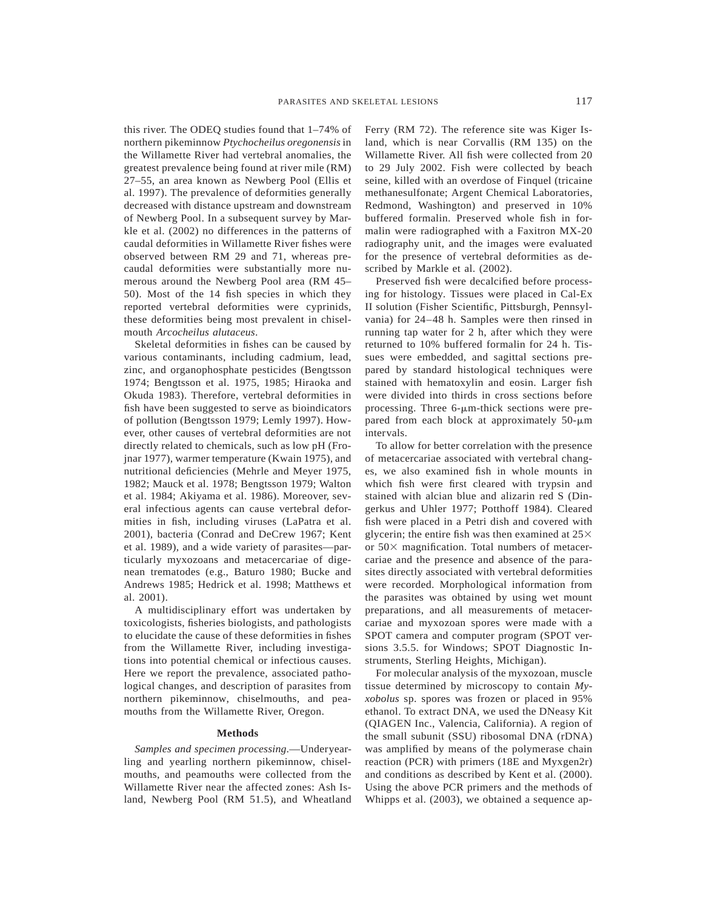this river. The ODEQ studies found that 1–74% of northern pikeminnow *Ptychocheilus oregonensis* in the Willamette River had vertebral anomalies, the greatest prevalence being found at river mile (RM) 27–55, an area known as Newberg Pool (Ellis et al. 1997). The prevalence of deformities generally decreased with distance upstream and downstream of Newberg Pool. In a subsequent survey by Markle et al. (2002) no differences in the patterns of caudal deformities in Willamette River fishes were observed between RM 29 and 71, whereas precaudal deformities were substantially more numerous around the Newberg Pool area (RM 45–50). Most of the 14 fish species in which they reported vertebral deformities were cyprinids, these deformities being most prevalent in chiselmouth *Arcocheilus alutaceus*.

Skeletal deformities in fishes can be caused by various contaminants, including cadmium, lead, zinc, and organophosphate pesticides (Bengtsson 1974; Bengtsson et al. 1975, 1985; Hiraoka and Okuda 1983). Therefore, vertebral deformities in fish have been suggested to serve as bioindicators of pollution (Bengtsson 1979; Lemly 1997). However, other causes of vertebral deformities are not directly related to chemicals, such as low pH (Frojnar 1977), warmer temperature (Kwain 1975), and nutritional deficiencies (Mehrle and Meyer 1975, 1982; Mauck et al. 1978; Bengtsson 1979; Walton et al. 1984; Akiyama et al. 1986). Moreover, several infectious agents can cause vertebral deformities in fish, including viruses (LaPatra et al. 2001), bacteria (Conrad and DeCrew 1967; Kent et al. 1989), and a wide variety of parasites—particularly myxozoans and metacercariae of digenean trematodes (e.g., Baturo 1980; Bucke and Andrews 1985; Hedrick et al. 1998; Matthews et al. 2001).

A multidisciplinary effort was undertaken by toxicologists, fisheries biologists, and pathologists to elucidate the cause of these deformities in fishes from the Willamette River, including investigations into potential chemical or infectious causes. Here we report the prevalence, associated pathological changes, and description of parasites from northern pikeminnow, chiselmouths, and peamouths from the Willamette River, Oregon.

## Methods

*Samples and specimen processing.*—Underyearling and yearling northern pikeminnow, chiselmouths, and peamouths were collected from the Willamette River near the affected zones: Ash Island, Newberg Pool (RM 51.5), and Wheatland Ferry (RM 72). The reference site was Kiger Island, which is near Corvallis (RM 135) on the Willamette River. All fish were collected from 20 to 29 July 2002. Fish were collected by beach seine, killed with an overdose of Finquel (tricaine methanesulfonate; Argent Chemical Laboratories, Redmond, Washington) and preserved in 10% buffered formalin. Preserved whole fish in formalin were radiographed with a Faxitron MX-20 radiography unit, and the images were evaluated for the presence of vertebral deformities as described by Markle et al. (2002).

Preserved fish were decalcified before processing for histology. Tissues were placed in Cal-Ex II solution (Fisher Scientific, Pittsburgh, Pennsylvania) for 24–48 h. Samples were then rinsed in running tap water for 2 h, after which they were returned to 10% buffered formalin for 24 h. Tissues were embedded, and sagittal sections prepared by standard histological techniques were stained with hematoxylin and eosin. Larger fish were divided into thirds in cross sections before processing. Three 6-μm-thick sections were prepared from each block at approximately 50-μm intervals.

To allow for better correlation with the presence of metacercariae associated with vertebral changes, we also examined fish in whole mounts in which fish were first cleared with trypsin and stained with alcian blue and alizarin red S (Dingerkus and Uhler 1977; Potthoff 1984). Cleared fish were placed in a Petri dish and covered with glycerin; the entire fish was then examined at 25× or 50× magnification. Total numbers of metacercariae and the presence and absence of the parasites directly associated with vertebral deformities were recorded. Morphological information from the parasites was obtained by using wet mount preparations, and all measurements of metacercariae and myxozoan spores were made with a SPOT camera and computer program (SPOT versions 3.5.5. for Windows; SPOT Diagnostic Instruments, Sterling Heights, Michigan).

For molecular analysis of the myxozoan, muscle tissue determined by microscopy to contain *Myxobolus* sp. spores was frozen or placed in 95% ethanol. To extract DNA, we used the DNeasy Kit (QIAGEN Inc., Valencia, California). A region of the small subunit (SSU) ribosomal DNA (rDNA) was amplified by means of the polymerase chain reaction (PCR) with primers (18E and Myxgen2r) and conditions as described by Kent et al. (2000). Using the above PCR primers and the methods of Whipps et al. (2003), we obtained a sequence ap-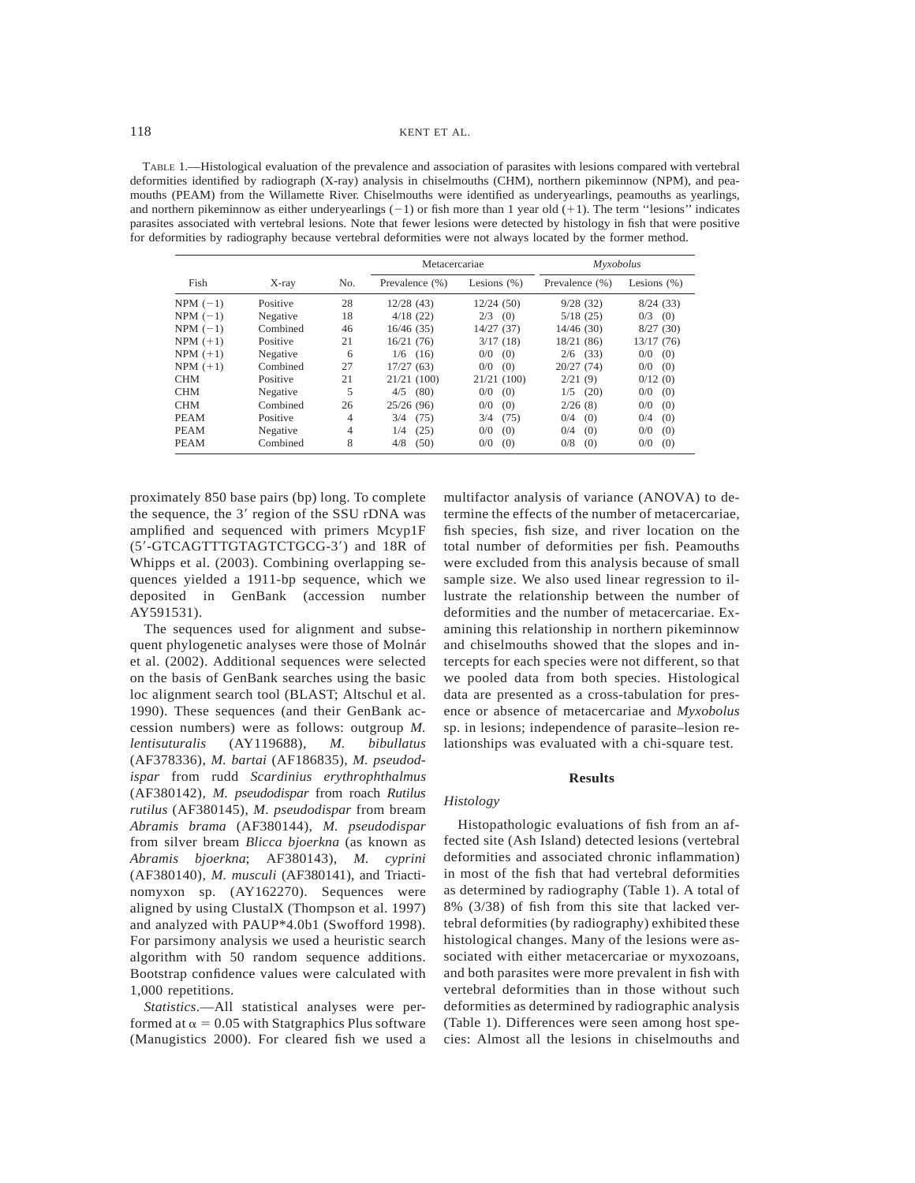TABLE 1.—Histological evaluation of the prevalence and association of parasites with lesions compared with vertebral deformities identified by radiograph (X-ray) analysis in chiselmouths (CHM), northern pikeminnow (NPM), and peamouths (PEAM) from the Willamette River. Chiselmouths were identified as underyearlings, peamouths as yearlings, and northern pikeminnow as either underyearlings (−1) or fish more than 1 year old (+1). The term ''lesions'' indicates parasites associated with vertebral lesions. Note that fewer lesions were detected by histology in fish that were positive for deformities by radiography because vertebral deformities were not always located by the former method.

| Fish | X-ray | No. | Metacercariae | | *Myxobolus* | |
|---|---|---|---|---|---|---|
| | | | Prevalence (%) | Lesions (%) | Prevalence (%) | Lesions (%) |
| NPM (−1) | Positive | 28 | 12/28 (43) | 12/24 (50) | 9/28 (32) | 8/24 (33) |
| NPM (−1) | Negative | 18 | 4/18 (22) | 2/3 (0) | 5/18 (25) | 0/3 (0) |
| NPM (−1) | Combined | 46 | 16/46 (35) | 14/27 (37) | 14/46 (30) | 8/27 (30) |
| NPM (+1) | Positive | 21 | 16/21 (76) | 3/17 (18) | 18/21 (86) | 13/17 (76) |
| NPM (+1) | Negative | 6 | 1/6 (16) | 0/0 (0) | 2/6 (33) | 0/0 (0) |
| NPM (+1) | Combined | 27 | 17/27 (63) | 0/0 (0) | 20/27 (74) | 0/0 (0) |
| CHM | Positive | 21 | 21/21 (100) | 21/21 (100) | 2/21 (9) | 0/12 (0) |
| CHM | Negative | 5 | 4/5 (80) | 0/0 (0) | 1/5 (20) | 0/0 (0) |
| CHM | Combined | 26 | 25/26 (96) | 0/0 (0) | 2/26 (8) | 0/0 (0) |
| PEAM | Positive | 4 | 3/4 (75) | 3/4 (75) | 0/4 (0) | 0/4 (0) |
| PEAM | Negative | 4 | 1/4 (25) | 0/0 (0) | 0/4 (0) | 0/0 (0) |
| PEAM | Combined | 8 | 4/8 (50) | 0/0 (0) | 0/8 (0) | 0/0 (0) |

proximately 850 base pairs (bp) long. To complete the sequence, the 3′ region of the SSU rDNA was amplified and sequenced with primers Mcyp1F (5′-GTCAGTTTGTAGTCTGCG-3′) and 18R of Whipps et al. (2003). Combining overlapping sequences yielded a 1911-bp sequence, which we deposited in GenBank (accession number AY591531).

The sequences used for alignment and subsequent phylogenetic analyses were those of Molnár et al. (2002). Additional sequences were selected on the basis of GenBank searches using the basic loc alignment search tool (BLAST; Altschul et al. 1990). These sequences (and their GenBank accession numbers) were as follows: outgroup *M. lentisuturalis* (AY119688), *M. bibullatus* (AF378336), *M. bartai* (AF186835), *M. pseudodispar* from rudd *Scardinius erythrophthalmus* (AF380142), *M. pseudodispar* from roach *Rutilus rutilus* (AF380145), *M. pseudodispar* from bream *Abramis brama* (AF380144), *M. pseudodispar* from silver bream *Blicca bjoerkna* (as known as *Abramis bjoerkna*; AF380143), *M. cyprini* (AF380140), *M. musculi* (AF380141), and Triactinomyxon sp. (AY162270). Sequences were aligned by using ClustalX (Thompson et al. 1997) and analyzed with PAUP*4.0b1 (Swofford 1998). For parsimony analysis we used a heuristic search algorithm with 50 random sequence additions. Bootstrap confidence values were calculated with 1,000 repetitions.

*Statistics*.—All statistical analyses were performed at $\alpha = 0.05$ with Statgraphics Plus software (Manugistics 2000). For cleared fish we used a multifactor analysis of variance (ANOVA) to determine the effects of the number of metacercariae, fish species, fish size, and river location on the total number of deformities per fish. Peamouths were excluded from this analysis because of small sample size. We also used linear regression to illustrate the relationship between the number of deformities and the number of metacercariae. Examining this relationship in northern pikeminnow and chiselmouths showed that the slopes and intercepts for each species were not different, so that we pooled data from both species. Histological data are presented as a cross-tabulation for presence or absence of metacercariae and *Myxobolus* sp. in lesions; independence of parasite–lesion relationships was evaluated with a chi-square test.

## Results

### *Histology*

Histopathologic evaluations of fish from an affected site (Ash Island) detected lesions (vertebral deformities and associated chronic inflammation) in most of the fish that had vertebral deformities as determined by radiography (Table 1). A total of 8% (3/38) of fish from this site that lacked vertebral deformities (by radiography) exhibited these histological changes. Many of the lesions were associated with either metacercariae or myxozoans, and both parasites were more prevalent in fish with vertebral deformities than in those without such deformities as determined by radiographic analysis (Table 1). Differences were seen among host species: Almost all the lesions in chiselmouths and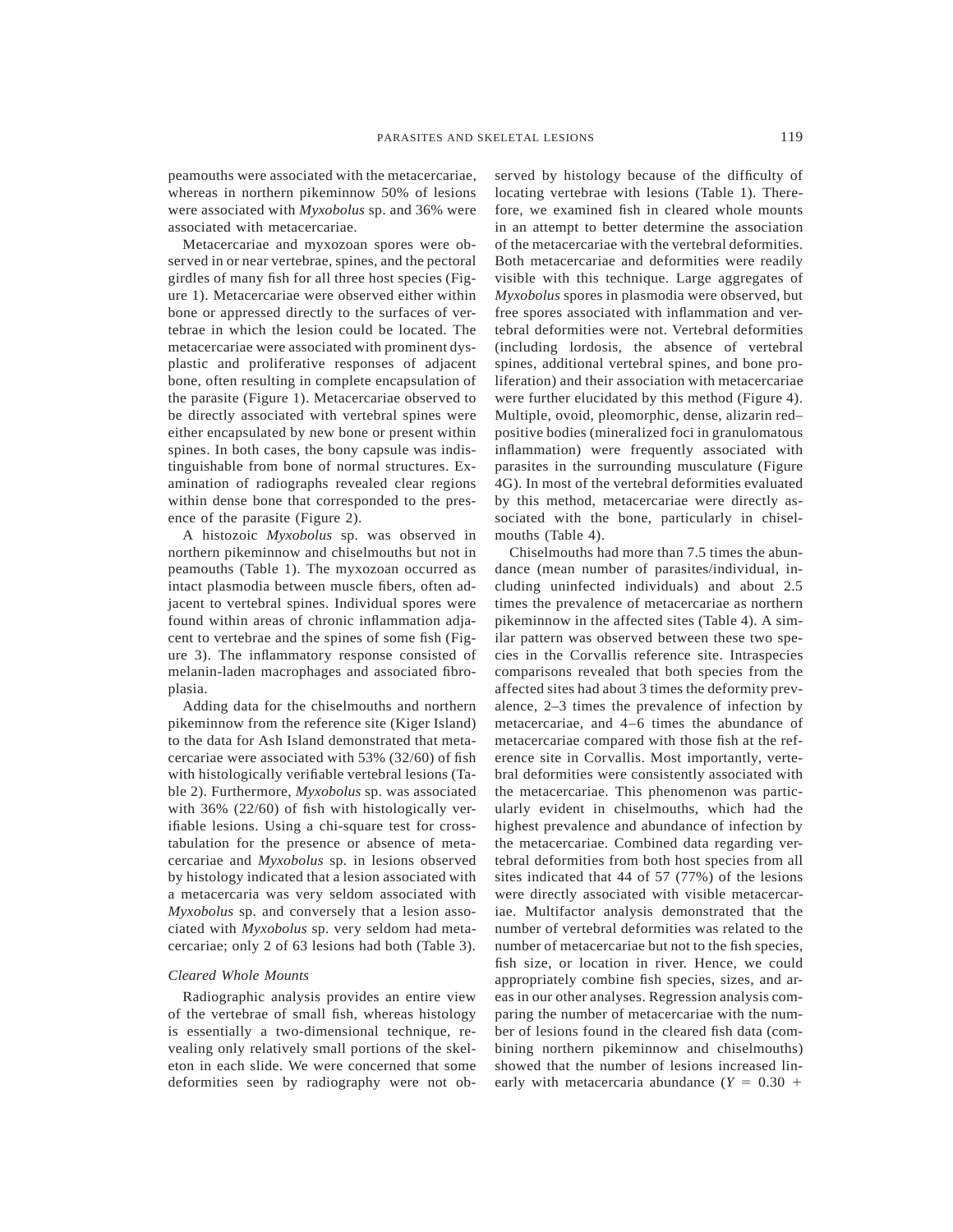peamouths were associated with the metacercariae, whereas in northern pikeminnow 50% of lesions were associated with *Myxobolus* sp. and 36% were associated with metacercariae.

Metacercariae and myxozoan spores were observed in or near vertebrae, spines, and the pectoral girdles of many fish for all three host species (Figure 1). Metacercariae were observed either within bone or appressed directly to the surfaces of vertebrae in which the lesion could be located. The metacercariae were associated with prominent dysplastic and proliferative responses of adjacent bone, often resulting in complete encapsulation of the parasite (Figure 1). Metacercariae observed to be directly associated with vertebral spines were either encapsulated by new bone or present within spines. In both cases, the bony capsule was indistinguishable from bone of normal structures. Examination of radiographs revealed clear regions within dense bone that corresponded to the presence of the parasite (Figure 2).

A histozoic *Myxobolus* sp. was observed in northern pikeminnow and chiselmouths but not in peamouths (Table 1). The myxozoan occurred as intact plasmodia between muscle fibers, often adjacent to vertebral spines. Individual spores were found within areas of chronic inflammation adjacent to vertebrae and the spines of some fish (Figure 3). The inflammatory response consisted of melanin-laden macrophages and associated fibroplasia.

Adding data for the chiselmouths and northern pikeminnow from the reference site (Kiger Island) to the data for Ash Island demonstrated that metacercariae were associated with 53% (32/60) of fish with histologically verifiable vertebral lesions (Table 2). Furthermore, *Myxobolus* sp. was associated with 36% (22/60) of fish with histologically verifiable lesions. Using a chi-square test for cross-tabulation for the presence or absence of metacercariae and *Myxobolus* sp. in lesions observed by histology indicated that a lesion associated with a metacercaria was very seldom associated with *Myxobolus* sp. and conversely that a lesion associated with *Myxobolus* sp. very seldom had metacercariae; only 2 of 63 lesions had both (Table 3).

### *Cleared Whole Mounts*

Radiographic analysis provides an entire view of the vertebrae of small fish, whereas histology is essentially a two-dimensional technique, revealing only relatively small portions of the skeleton in each slide. We were concerned that some deformities seen by radiography were not observed by histology because of the difficulty of locating vertebrae with lesions (Table 1). Therefore, we examined fish in cleared whole mounts in an attempt to better determine the association of the metacercariae with the vertebral deformities. Both metacercariae and deformities were readily visible with this technique. Large aggregates of *Myxobolus* spores in plasmodia were observed, but free spores associated with inflammation and vertebral deformities were not. Vertebral deformities (including lordosis, the absence of vertebral spines, additional vertebral spines, and bone proliferation) and their association with metacercariae were further elucidated by this method (Figure 4). Multiple, ovoid, pleomorphic, dense, alizarin red–positive bodies (mineralized foci in granulomatous inflammation) were frequently associated with parasites in the surrounding musculature (Figure 4G). In most of the vertebral deformities evaluated by this method, metacercariae were directly associated with the bone, particularly in chiselmouths (Table 4).

Chiselmouths had more than 7.5 times the abundance (mean number of parasites/individual, including uninfected individuals) and about 2.5 times the prevalence of metacercariae as northern pikeminnow in the affected sites (Table 4). A similar pattern was observed between these two species in the Corvallis reference site. Intraspecies comparisons revealed that both species from the affected sites had about 3 times the deformity prevalence, 2–3 times the prevalence of infection by metacercariae, and 4–6 times the abundance of metacercariae compared with those fish at the reference site in Corvallis. Most importantly, vertebral deformities were consistently associated with the metacercariae. This phenomenon was particularly evident in chiselmouths, which had the highest prevalence and abundance of infection by the metacercariae. Combined data regarding vertebral deformities from both host species from all sites indicated that 44 of 57 (77%) of the lesions were directly associated with visible metacercariae. Multifactor analysis demonstrated that the number of vertebral deformities was related to the number of metacercariae but not to the fish species, fish size, or location in river. Hence, we could appropriately combine fish species, sizes, and areas in our other analyses. Regression analysis comparing the number of metacercariae with the number of lesions found in the cleared fish data (combining northern pikeminnow and chiselmouths) showed that the number of lesions increased linearly with metacercaria abundance ($Y = 0.30 +$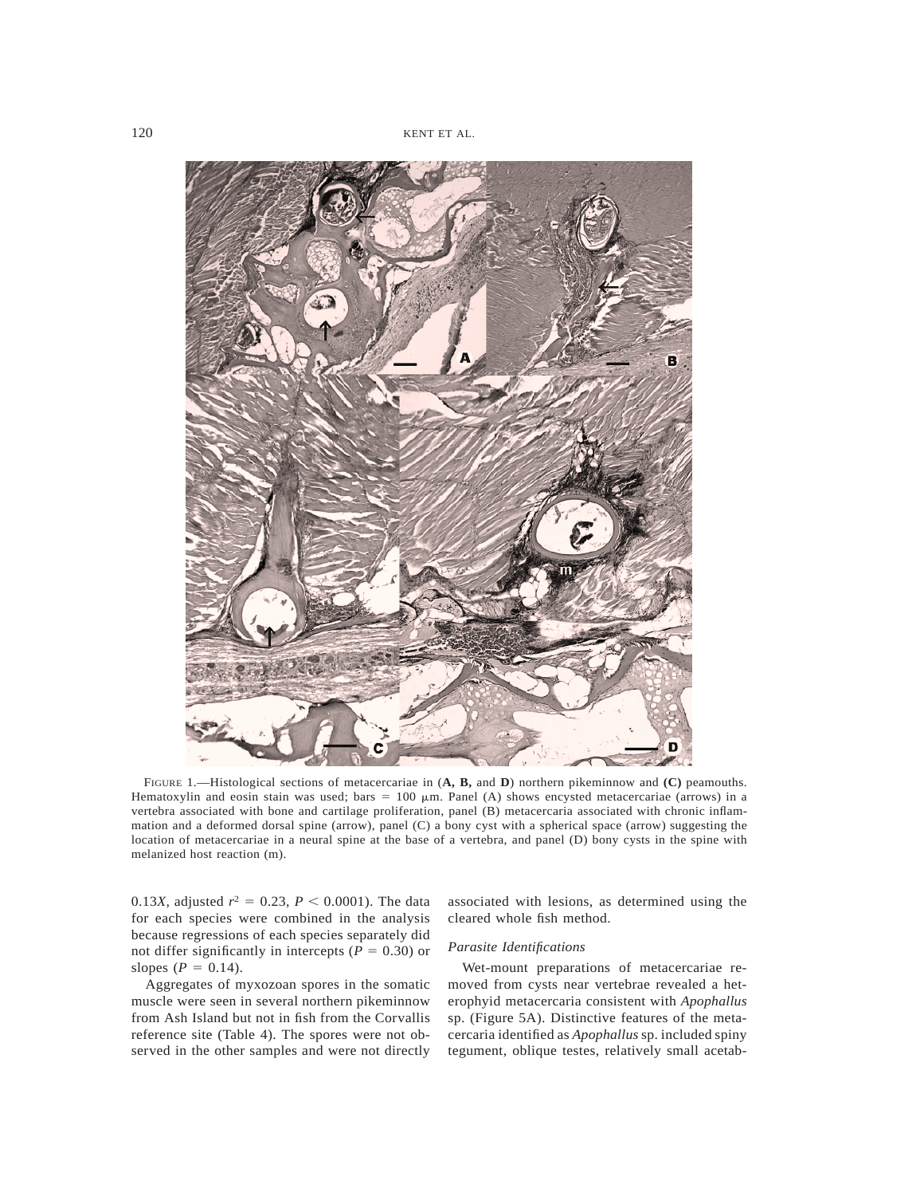FIGURE 1.—Histological sections of metacercariae in (**A, B,** and **D**) northern pikeminnow and **(C)** peamouths. Hematoxylin and eosin stain was used; bars = 100 μm. Panel (A) shows encysted metacercariae (arrows) in a vertebra associated with bone and cartilage proliferation, panel (B) metacercaria associated with chronic inflammation and a deformed dorsal spine (arrow), panel (C) a bony cyst with a spherical space (arrow) suggesting the location of metacercariae in a neural spine at the base of a vertebra, and panel (D) bony cysts in the spine with melanized host reaction (m).

0.13*X*, adjusted $r^2 = 0.23$, $P < 0.0001$). The data for each species were combined in the analysis because regressions of each species separately did not differ significantly in intercepts ($P = 0.30$) or slopes ($P = 0.14$).

Aggregates of myxozoan spores in the somatic muscle were seen in several northern pikeminnow from Ash Island but not in fish from the Corvallis reference site (Table 4). The spores were not observed in the other samples and were not directly associated with lesions, as determined using the cleared whole fish method.

### *Parasite Identifications*

Wet-mount preparations of metacercariae removed from cysts near vertebrae revealed a heterophyid metacercaria consistent with *Apophallus* sp. (Figure 5A). Distinctive features of the metacercaria identified as *Apophallus* sp. included spiny tegument, oblique testes, relatively small acetab-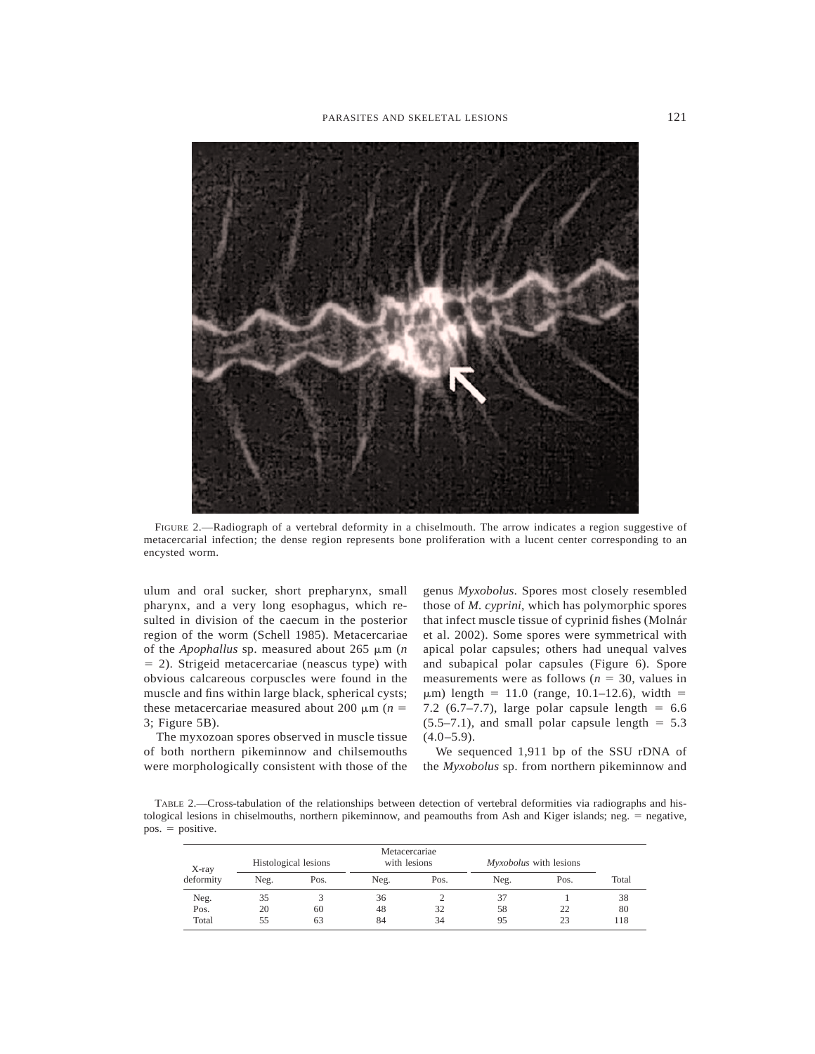FIGURE 2.—Radiograph of a vertebral deformity in a chiselmouth. The arrow indicates a region suggestive of metacercarial infection; the dense region represents bone proliferation with a lucent center corresponding to an encysted worm.

ulum and oral sucker, short prepharynx, small pharynx, and a very long esophagus, which resulted in division of the caecum in the posterior region of the worm (Schell 1985). Metacercariae of the *Apophallus* sp. measured about 265 μm ($n = 2$). Strigeid metacercariae (neascus type) with obvious calcareous corpuscles were found in the muscle and fins within large black, spherical cysts; these metacercariae measured about 200 μm ($n = 3$; Figure 5B).

The myxozoan spores observed in muscle tissue of both northern pikeminnow and chilsemouths were morphologically consistent with those of the genus *Myxobolus*. Spores most closely resembled those of *M. cyprini*, which has polymorphic spores that infect muscle tissue of cyprinid fishes (Molnár et al. 2002). Some spores were symmetrical with apical polar capsules; others had unequal valves and subapical polar capsules (Figure 6). Spore measurements were as follows ($n = 30$, values in μm) length = 11.0 (range, 10.1–12.6), width = 7.2 (6.7–7.7), large polar capsule length = 6.6 (5.5–7.1), and small polar capsule length = 5.3 (4.0–5.9).

We sequenced 1,911 bp of the SSU rDNA of the *Myxobolus* sp. from northern pikeminnow and

TABLE 2.—Cross-tabulation of the relationships between detection of vertebral deformities via radiographs and histological lesions in chiselmouths, northern pikeminnow, and peamouths from Ash and Kiger islands; neg. = negative, pos. = positive.

| X-ray deformity | Histological lesions | | Metacercariae with lesions | | *Myxobolus* with lesions | | Total |
|---|---|---|---|---|---|---|---|
| | Neg. | Pos. | Neg. | Pos. | Neg. | Pos. | |
| Neg. | 35 | 3 | 36 | 2 | 37 | 1 | 38 |
| Pos. | 20 | 60 | 48 | 32 | 58 | 22 | 80 |
| Total | 55 | 63 | 84 | 34 | 95 | 23 | 118 |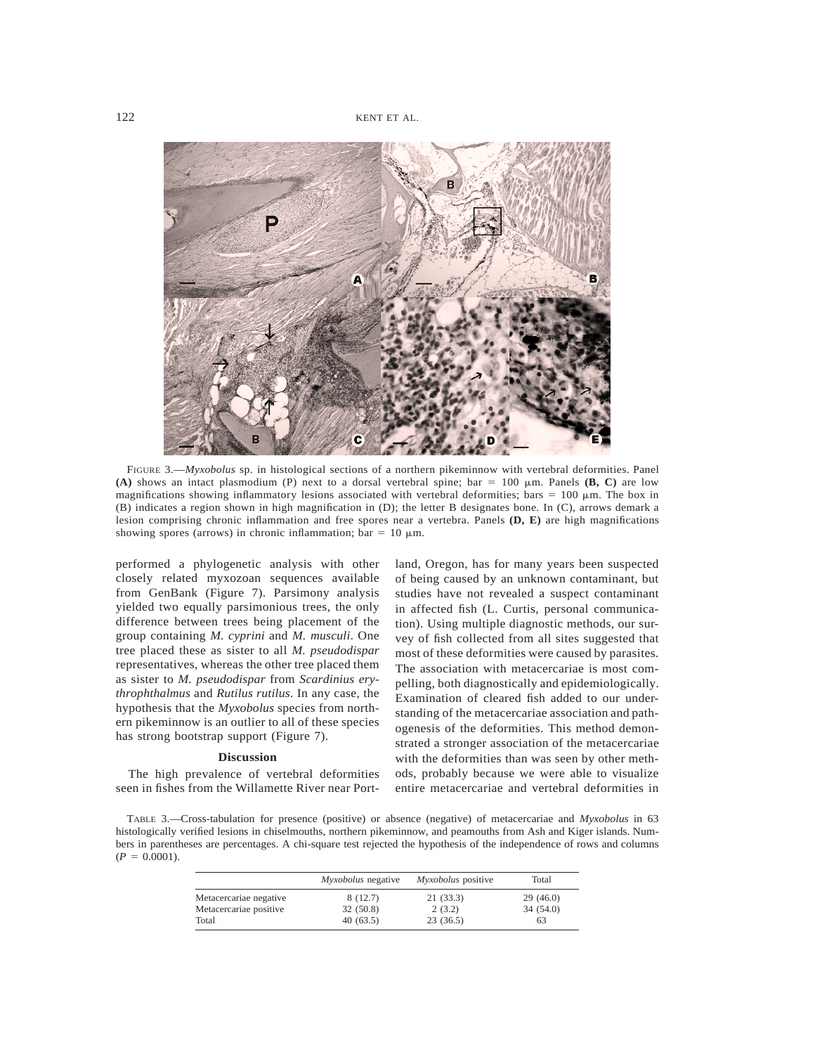FIGURE 3.—*Myxobolus* sp. in histological sections of a northern pikeminnow with vertebral deformities. Panel **(A)** shows an intact plasmodium (P) next to a dorsal vertebral spine; bar = 100 μm. Panels **(B, C)** are low magnifications showing inflammatory lesions associated with vertebral deformities; bars = 100 μm. The box in (B) indicates a region shown in high magnification in (D); the letter B designates bone. In (C), arrows demark a lesion comprising chronic inflammation and free spores near a vertebra. Panels **(D, E)** are high magnifications showing spores (arrows) in chronic inflammation; bar = 10 μm.

performed a phylogenetic analysis with other closely related myxozoan sequences available from GenBank (Figure 7). Parsimony analysis yielded two equally parsimonious trees, the only difference between trees being placement of the group containing *M. cyprini* and *M. musculi*. One tree placed these as sister to all *M. pseudodispar* representatives, whereas the other tree placed them as sister to *M. pseudodispar* from *Scardinius erythrophthalmus* and *Rutilus rutilus*. In any case, the hypothesis that the *Myxobolus* species from northern pikeminnow is an outlier to all of these species has strong bootstrap support (Figure 7).

## Discussion

The high prevalence of vertebral deformities seen in fishes from the Willamette River near Portland, Oregon, has for many years been suspected of being caused by an unknown contaminant, but studies have not revealed a suspect contaminant in affected fish (L. Curtis, personal communication). Using multiple diagnostic methods, our survey of fish collected from all sites suggested that most of these deformities were caused by parasites. The association with metacercariae is most compelling, both diagnostically and epidemiologically. Examination of cleared fish added to our understanding of the metacercariae association and pathogenesis of the deformities. This method demonstrated a stronger association of the metacercariae with the deformities than was seen by other methods, probably because we were able to visualize entire metacercariae and vertebral deformities in

TABLE 3.—Cross-tabulation for presence (positive) or absence (negative) of metacercariae and *Myxobolus* in 63 histologically verified lesions in chiselmouths, northern pikeminnow, and peamouths from Ash and Kiger islands. Numbers in parentheses are percentages. A chi-square test rejected the hypothesis of the independence of rows and columns ($P = 0.0001$).

| | *Myxobolus* negative | *Myxobolus* positive | Total |
|---|---|---|---|
| Metacercariae negative | 8 (12.7) | 21 (33.3) | 29 (46.0) |
| Metacercariae positive | 32 (50.8) | 2 (3.2) | 34 (54.0) |
| Total | 40 (63.5) | 23 (36.5) | 63 |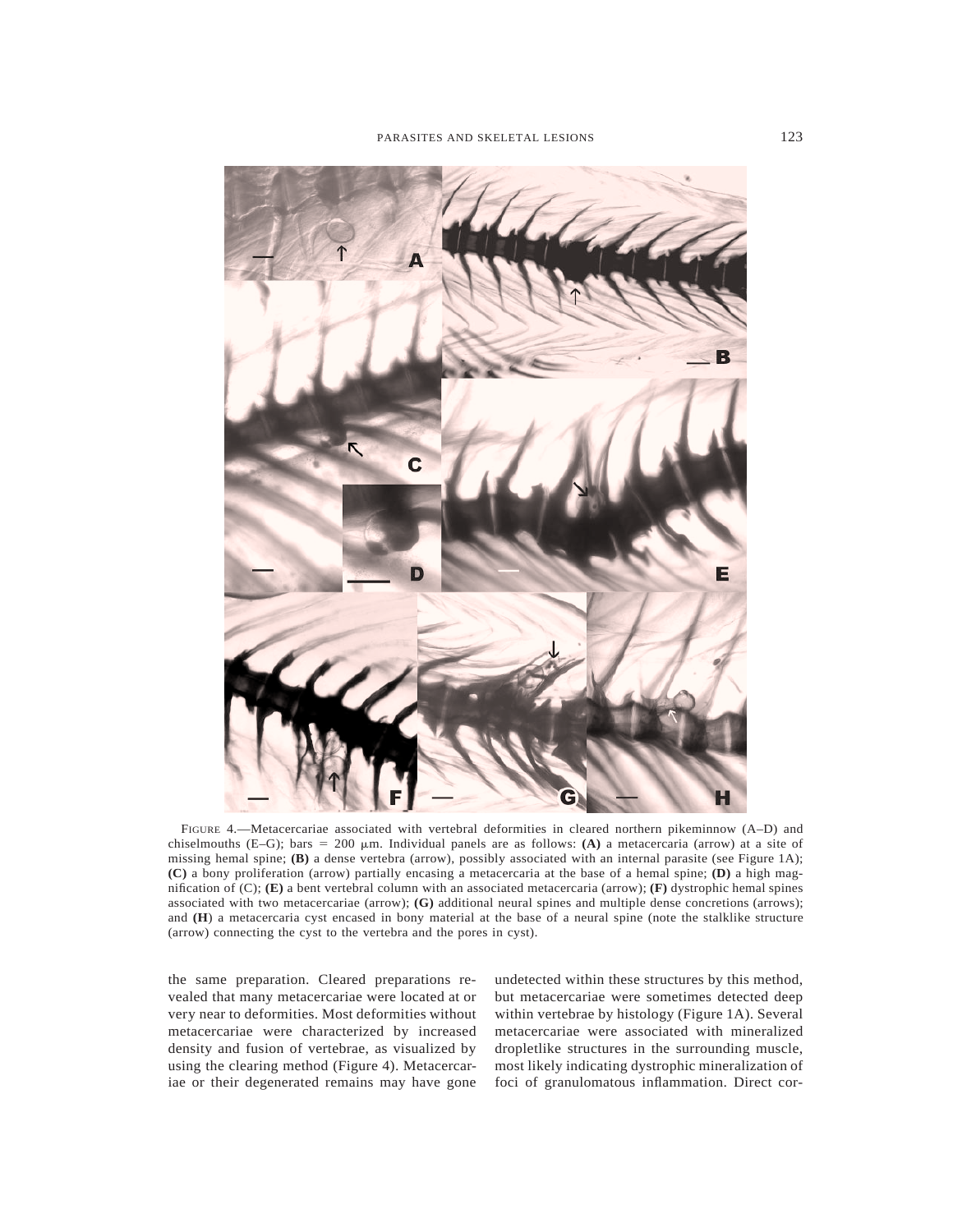FIGURE 4.—Metacercariae associated with vertebral deformities in cleared northern pikeminnow (A–D) and chiselmouths (E–G); bars = 200 μm. Individual panels are as follows: **(A)** a metacercaria (arrow) at a site of missing hemal spine; **(B)** a dense vertebra (arrow), possibly associated with an internal parasite (see Figure 1A); **(C)** a bony proliferation (arrow) partially encasing a metacercaria at the base of a hemal spine; **(D)** a high magnification of (C); **(E)** a bent vertebral column with an associated metacercaria (arrow); **(F)** dystrophic hemal spines associated with two metacercariae (arrow); **(G)** additional neural spines and multiple dense concretions (arrows); and **(H**) a metacercaria cyst encased in bony material at the base of a neural spine (note the stalklike structure (arrow) connecting the cyst to the vertebra and the pores in cyst).

the same preparation. Cleared preparations revealed that many metacercariae were located at or very near to deformities. Most deformities without metacercariae were characterized by increased density and fusion of vertebrae, as visualized by using the clearing method (Figure 4). Metacercariae or their degenerated remains may have gone undetected within these structures by this method, but metacercariae were sometimes detected deep within vertebrae by histology (Figure 1A). Several metacercariae were associated with mineralized dropletlike structures in the surrounding muscle, most likely indicating dystrophic mineralization of foci of granulomatous inflammation. Direct cor-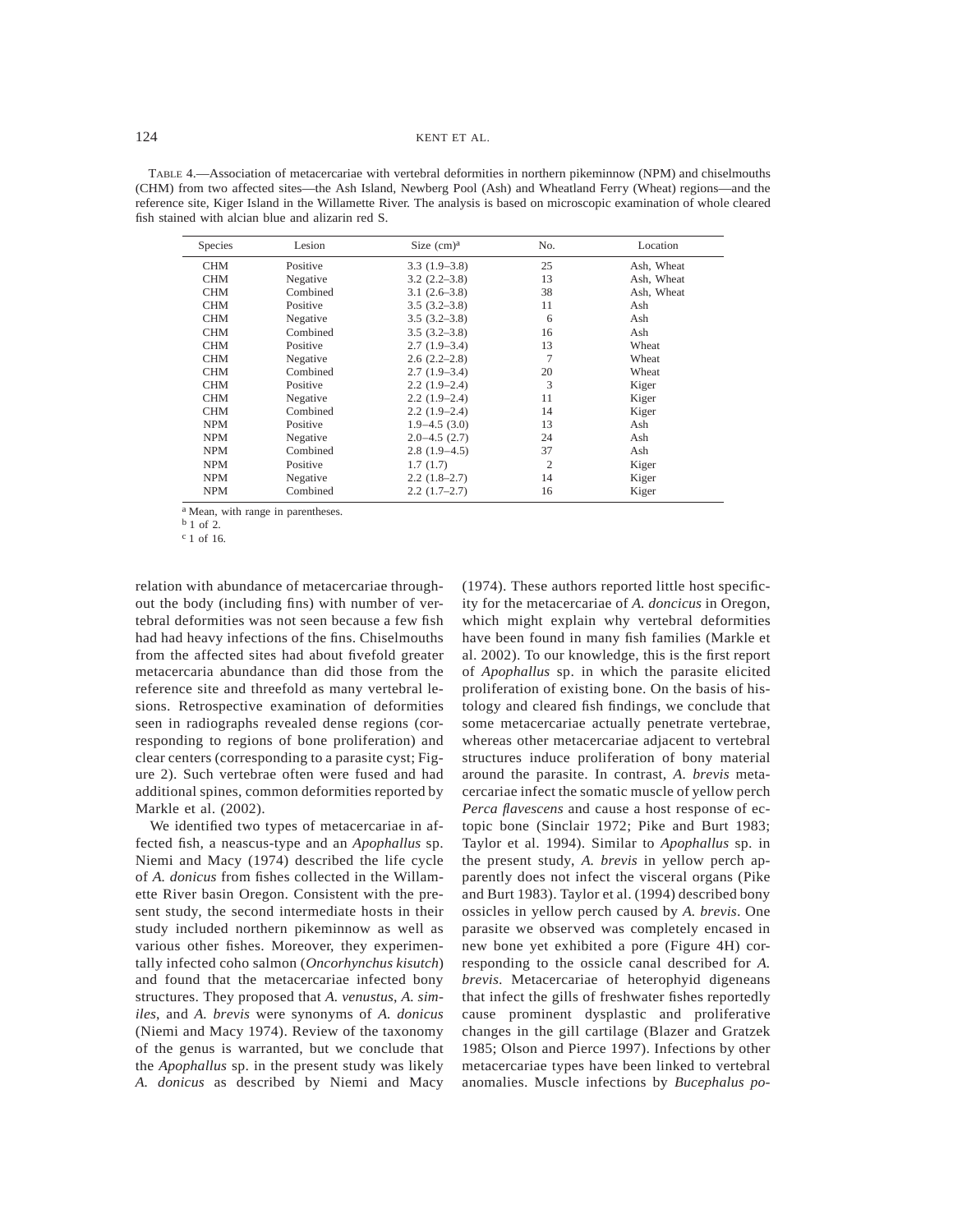TABLE 4.—Association of metacercariae with vertebral deformities in northern pikeminnow (NPM) and chiselmouths (CHM) from two affected sites—the Ash Island, Newberg Pool (Ash) and Wheatland Ferry (Wheat) regions—and the reference site, Kiger Island in the Willamette River. The analysis is based on microscopic examination of whole cleared fish stained with alcian blue and alizarin red S.

| Species | Lesion | Size (cm)[a] | No. | Location |
|---|---|---|---|---|
| CHM | Positive | 3.3 (1.9–3.8) | 25 | Ash, Wheat |
| CHM | Negative | 3.2 (2.2–3.8) | 13 | Ash, Wheat |
| CHM | Combined | 3.1 (2.6–3.8) | 38 | Ash, Wheat |
| CHM | Positive | 3.5 (3.2–3.8) | 11 | Ash |
| CHM | Negative | 3.5 (3.2–3.8) | 6 | Ash |
| CHM | Combined | 3.5 (3.2–3.8) | 16 | Ash |
| CHM | Positive | 2.7 (1.9–3.4) | 13 | Wheat |
| CHM | Negative | 2.6 (2.2–2.8) | 7 | Wheat |
| CHM | Combined | 2.7 (1.9–3.4) | 20 | Wheat |
| CHM | Positive | 2.2 (1.9–2.4) | 3 | Kiger |
| CHM | Negative | 2.2 (1.9–2.4) | 11 | Kiger |
| CHM | Combined | 2.2 (1.9–2.4) | 14 | Kiger |
| NPM | Positive | 1.9–4.5 (3.0) | 13 | Ash |
| NPM | Negative | 2.0–4.5 (2.7) | 24 | Ash |
| NPM | Combined | 2.8 (1.9–4.5) | 37 | Ash |
| NPM | Positive | 1.7 (1.7) | 2 | Kiger |
| NPM | Negative | 2.2 (1.8–2.7) | 14 | Kiger |
| NPM | Combined | 2.2 (1.7–2.7) | 16 | Kiger |

[a] Mean, with range in parentheses.
[b] 1 of 2.
[c] 1 of 16.

relation with abundance of metacercariae throughout the body (including fins) with number of vertebral deformities was not seen because a few fish had had heavy infections of the fins. Chiselmouths from the affected sites had about fivefold greater metacercaria abundance than did those from the reference site and threefold as many vertebral lesions. Retrospective examination of deformities seen in radiographs revealed dense regions (corresponding to regions of bone proliferation) and clear centers (corresponding to a parasite cyst; Figure 2). Such vertebrae often were fused and had additional spines, common deformities reported by Markle et al. (2002).

We identified two types of metacercariae in affected fish, a neascus-type and an *Apophallus* sp. Niemi and Macy (1974) described the life cycle of *A. donicus* from fishes collected in the Willamette River basin Oregon. Consistent with the present study, the second intermediate hosts in their study included northern pikeminnow as well as various other fishes. Moreover, they experimentally infected coho salmon (*Oncorhynchus kisutch*) and found that the metacercariae infected bony structures. They proposed that *A. venustus*, *A. similes*, and *A. brevis* were synonyms of *A. donicus* (Niemi and Macy 1974). Review of the taxonomy of the genus is warranted, but we conclude that the *Apophallus* sp. in the present study was likely *A. donicus* as described by Niemi and Macy (1974). These authors reported little host specificity for the metacercariae of *A. doncicus* in Oregon, which might explain why vertebral deformities have been found in many fish families (Markle et al. 2002). To our knowledge, this is the first report of *Apophallus* sp. in which the parasite elicited proliferation of existing bone. On the basis of histology and cleared fish findings, we conclude that some metacercariae actually penetrate vertebrae, whereas other metacercariae adjacent to vertebral structures induce proliferation of bony material around the parasite. In contrast, *A. brevis* metacercariae infect the somatic muscle of yellow perch *Perca flavescens* and cause a host response of ectopic bone (Sinclair 1972; Pike and Burt 1983; Taylor et al. 1994). Similar to *Apophallus* sp. in the present study, *A. brevis* in yellow perch apparently does not infect the visceral organs (Pike and Burt 1983). Taylor et al. (1994) described bony ossicles in yellow perch caused by *A. brevis*. One parasite we observed was completely encased in new bone yet exhibited a pore (Figure 4H) corresponding to the ossicle canal described for *A. brevis*. Metacercariae of heterophyid digeneans that infect the gills of freshwater fishes reportedly cause prominent dysplastic and proliferative changes in the gill cartilage (Blazer and Gratzek 1985; Olson and Pierce 1997). Infections by other metacercariae types have been linked to vertebral anomalies. Muscle infections by *Bucephalus po-*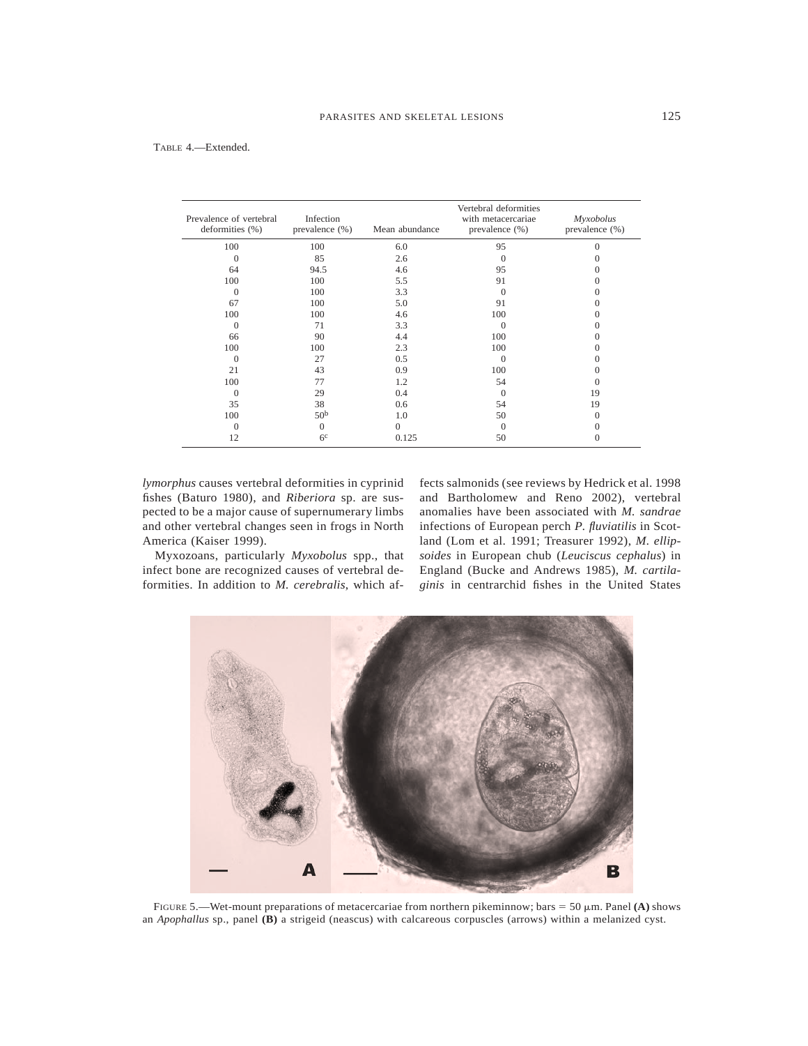TABLE 4.—Extended.

| Prevalence of vertebral deformities (%) | Infection prevalence (%) | Mean abundance | Vertebral deformities with metacercariae prevalence (%) | *Myxobolus* prevalence (%) |
|---|---|---|---|---|
| 100 | 100 | 6.0 | 95 | 0 |
| 0 | 85 | 2.6 | 0 | 0 |
| 64 | 94.5 | 4.6 | 95 | 0 |
| 100 | 100 | 5.5 | 91 | 0 |
| 0 | 100 | 3.3 | 0 | 0 |
| 67 | 100 | 5.0 | 91 | 0 |
| 100 | 100 | 4.6 | 100 | 0 |
| 0 | 71 | 3.3 | 0 | 0 |
| 66 | 90 | 4.4 | 100 | 0 |
| 100 | 100 | 2.3 | 100 | 0 |
| 0 | 27 | 0.5 | 0 | 0 |
| 21 | 43 | 0.9 | 100 | 0 |
| 100 | 77 | 1.2 | 54 | 0 |
| 0 | 29 | 0.4 | 0 | 19 |
| 35 | 38 | 0.6 | 54 | 19 |
| 100 | 50[b] | 1.0 | 50 | 0 |
| 0 | 0 | 0 | 0 | 0 |
| 12 | 6[c] | 0.125 | 50 | 0 |

*lymorphus* causes vertebral deformities in cyprinid fishes (Baturo 1980), and *Riberiora* sp. are suspected to be a major cause of supernumerary limbs and other vertebral changes seen in frogs in North America (Kaiser 1999).

Myxozoans, particularly *Myxobolus* spp., that infect bone are recognized causes of vertebral deformities. In addition to *M. cerebralis*, which affects salmonids (see reviews by Hedrick et al. 1998 and Bartholomew and Reno 2002), vertebral anomalies have been associated with *M. sandrae* infections of European perch *P. fluviatilis* in Scotland (Lom et al. 1991; Treasurer 1992), *M. ellipsoides* in European chub (*Leuciscus cephalus*) in England (Bucke and Andrews 1985), *M. cartilaginis* in centrarchid fishes in the United States

FIGURE 5.—Wet-mount preparations of metacercariae from northern pikeminnow; bars = 50 μm. Panel **(A)** shows an *Apophallus* sp., panel **(B)** a strigeid (neascus) with calcareous corpuscles (arrows) within a melanized cyst.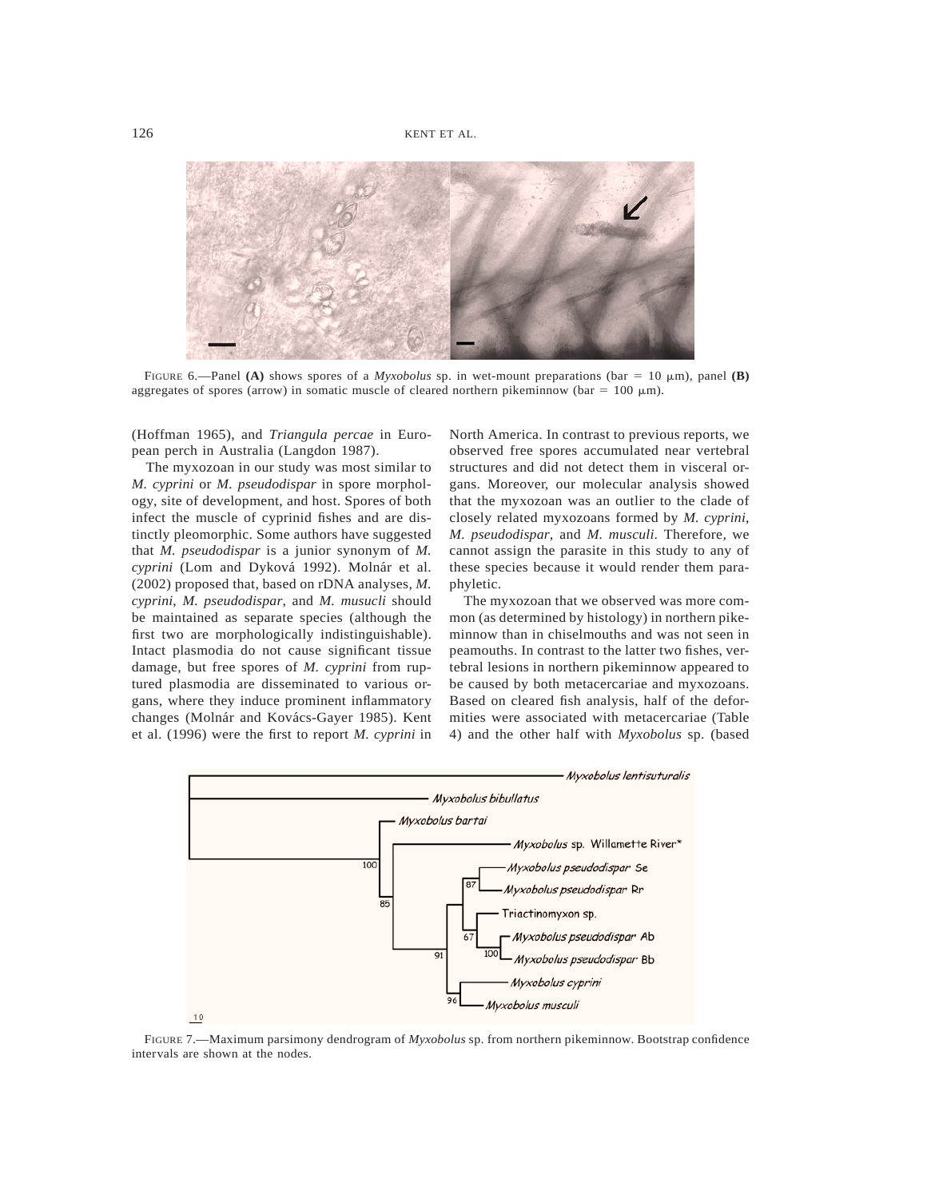FIGURE 6.—Panel **(A)** shows spores of a *Myxobolus* sp. in wet-mount preparations (bar = 10 μm), panel **(B)** aggregates of spores (arrow) in somatic muscle of cleared northern pikeminnow (bar = 100 μm).

(Hoffman 1965), and *Triangula percae* in European perch in Australia (Langdon 1987).

The myxozoan in our study was most similar to *M. cyprini* or *M. pseudodispar* in spore morphology, site of development, and host. Spores of both infect the muscle of cyprinid fishes and are distinctly pleomorphic. Some authors have suggested that *M. pseudodispar* is a junior synonym of *M. cyprini* (Lom and Dyková 1992). Molnár et al. (2002) proposed that, based on rDNA analyses, *M. cyprini*, *M. pseudodispar*, and *M. musucli* should be maintained as separate species (although the first two are morphologically indistinguishable). Intact plasmodia do not cause significant tissue damage, but free spores of *M. cyprini* from ruptured plasmodia are disseminated to various organs, where they induce prominent inflammatory changes (Molnár and Kovács-Gayer 1985). Kent et al. (1996) were the first to report *M. cyprini* in North America. In contrast to previous reports, we observed free spores accumulated near vertebral structures and did not detect them in visceral organs. Moreover, our molecular analysis showed that the myxozoan was an outlier to the clade of closely related myxozoans formed by *M. cyprini*, *M. pseudodispar*, and *M. musculi*. Therefore, we cannot assign the parasite in this study to any of these species because it would render them paraphyletic.

The myxozoan that we observed was more common (as determined by histology) in northern pikeminnow than in chiselmouths and was not seen in peamouths. In contrast to the latter two fishes, vertebral lesions in northern pikeminnow appeared to be caused by both metacercariae and myxozoans. Based on cleared fish analysis, half of the deformities were associated with metacercariae (Table 4) and the other half with *Myxobolus* sp. (based

FIGURE 7.—Maximum parsimony dendrogram of *Myxobolus* sp. from northern pikeminnow. Bootstrap confidence intervals are shown at the nodes.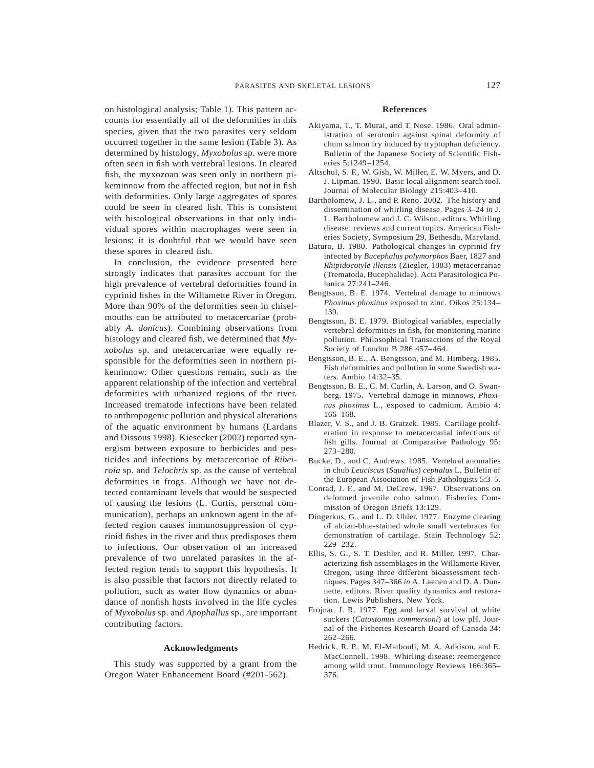on histological analysis; Table 1). This pattern accounts for essentially all of the deformities in this species, given that the two parasites very seldom occurred together in the same lesion (Table 3). As determined by histology, *Myxobolus* sp. were more often seen in fish with vertebral lesions. In cleared fish, the myxozoan was seen only in northern pikeminnow from the affected region, but not in fish with deformities. Only large aggregates of spores could be seen in cleared fish. This is consistent with histological observations in that only individual spores within macrophages were seen in lesions; it is doubtful that we would have seen these spores in cleared fish.

In conclusion, the evidence presented here strongly indicates that parasites account for the high prevalence of vertebral deformities found in cyprinid fishes in the Willamette River in Oregon. More than 90% of the deformities seen in chiselmouths can be attributed to metacercariae (probably *A. donicus*). Combining observations from histology and cleared fish, we determined that *Myxobolus* sp. and metacercariae were equally responsible for the deformities seen in northern pikeminnow. Other questions remain, such as the apparent relationship of the infection and vertebral deformities with urbanized regions of the river. Increased trematode infections have been related to anthropogenic pollution and physical alterations of the aquatic environment by humans (Lardans and Dissous 1998). Kiesecker (2002) reported synergism between exposure to herbicides and pesticides and infections by metacercariae of *Ribeiroia* sp. and *Telochris* sp. as the cause of vertebral deformities in frogs. Although we have not detected contaminant levels that would be suspected of causing the lesions (L. Curtis, personal communication), perhaps an unknown agent in the affected region causes immunosuppression of cyprinid fishes in the river and thus predisposes them to infections. Our observation of an increased prevalence of two unrelated parasites in the affected region tends to support this hypothesis. It is also possible that factors not directly related to pollution, such as water flow dynamics or abundance of nonfish hosts involved in the life cycles of *Myxobolus* sp. and *Apophallus* sp., are important contributing factors.

## Acknowledgments

This study was supported by a grant from the Oregon Water Enhancement Board (#201-562).

## References

Akiyama, T., T. Murai, and T. Nose. 1986. Oral administration of serotonin against spinal deformity of chum salmon fry induced by tryptophan deficiency. Bulletin of the Japanese Society of Scientific Fisheries 5:1249–1254.

Altschul, S. F., W. Gish, W. Miller, E. W. Myers, and D. J. Lipman. 1990. Basic local alignment search tool. Journal of Molecular Biology 215:403–410.

Bartholomew, J. L., and P. Reno. 2002. The history and dissemination of whirling disease. Pages 3–24 *in* J. L. Bartholomew and J. C. Wilson, editors. Whirling disease: reviews and current topics. American Fisheries Society, Symposium 29, Bethesda, Maryland.

Baturo, B. 1980. Pathological changes in cyprinid fry infected by *Bucephalus polymorphos* Baer, 1827 and *Rhipidocotyle illensis* (Ziegler, 1883) metacercariae (Trematoda, Bucephalidae). Acta Parasitologica Polonica 27:241–246.

Bengtsson, B. E. 1974. Vertebral damage to minnows *Phoxinus phoxinus* exposed to zinc. Oikos 25:134–139.

Bengtsson, B. E. 1979. Biological variables, especially vertebral deformities in fish, for monitoring marine pollution. Philosophical Transactions of the Royal Society of London B 286:457–464.

Bengtsson, B. E., A. Bengtsson, and M. Himberg. 1985. Fish deformities and pollution in some Swedish waters. Ambio 14:32–35.

Bengtsson, B. E., C. M. Carlin, A. Larson, and O. Swanberg. 1975. Vertebral damage in minnows, *Phoxinus phoxinus* L., exposed to cadmium. Ambio 4: 166–168.

Blazer, V. S., and J. B. Gratzek. 1985. Cartilage proliferation in response to metacercarial infections of fish gills. Journal of Comparative Pathology 95: 273–280.

Bucke, D., and C. Andrews. 1985. Vertebral anomalies in chub *Leuciscus* (*Squalius*) *cephalus* L. Bulletin of the European Association of Fish Pathologists 5:3–5.

Conrad, J. F., and M. DeCrew. 1967. Observations on deformed juvenile coho salmon. Fisheries Commission of Oregon Briefs 13:129.

Dingerkus, G., and L. D. Uhler. 1977. Enzyme clearing of alcian-blue-stained whole small vertebrates for demonstration of cartilage. Stain Technology 52: 229–232.

Ellis, S. G., S. T. Deshler, and R. Miller. 1997. Characterizing fish assemblages in the Willamette River, Oregon, using three different bioassessment techniques. Pages 347–366 *in* A. Laenen and D. A. Dunnette, editors. River quality dynamics and restoration. Lewis Publishers, New York.

Frojnar, J. R. 1977. Egg and larval survival of white suckers (*Catostomus commersoni*) at low pH. Journal of the Fisheries Research Board of Canada 34: 262–266.

Hedrick, R. P., M. El-Matbouli, M. A. Adkison, and E. MacConnell. 1998. Whirling disease: reemergence among wild trout. Immunology Reviews 166:365–376.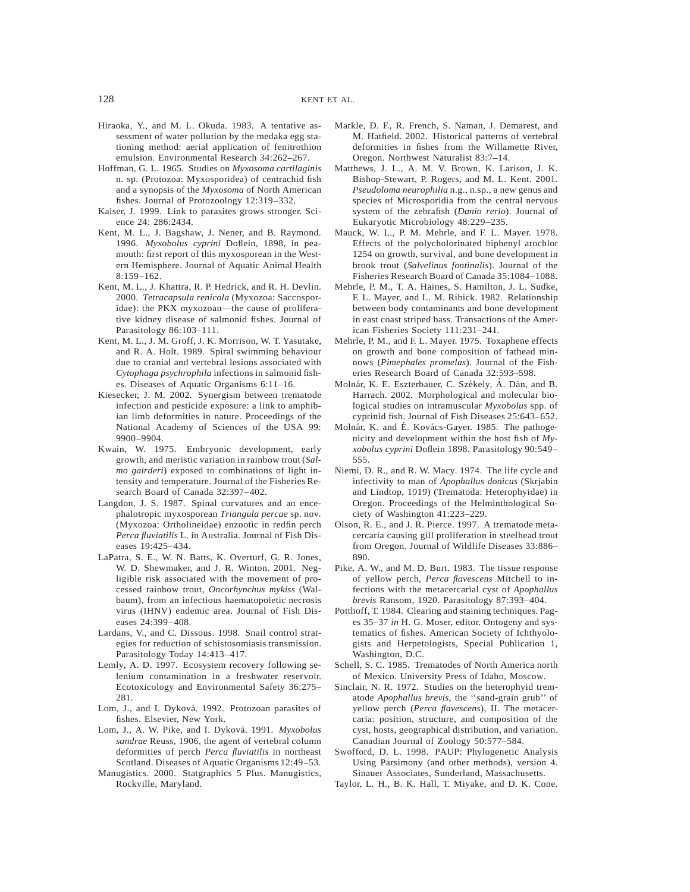Hiraoka, Y., and M. L. Okuda. 1983. A tentative assessment of water pollution by the medaka egg stationing method: aerial application of fenitrothion emulsion. Environmental Research 34:262–267.

Hoffman, G. L. 1965. Studies on *Myxosoma cartilaginis* n. sp. (Protozoa: Myxosporidea) of centrachid fish and a synopsis of the *Myxosoma* of North American fishes. Journal of Protozoology 12:319–332.

Kaiser, J. 1999. Link to parasites grows stronger. Science 24: 286:2434.

Kent, M. L., J. Bagshaw, J. Nener, and B. Raymond. 1996. *Myxobolus cyprini* Doflein, 1898, in peamouth: first report of this myxosporean in the Western Hemisphere. Journal of Aquatic Animal Health 8:159–162.

Kent, M. L., J. Khattra, R. P. Hedrick, and R. H. Devlin. 2000. *Tetracapsula renicola* (Myxozoa: Saccosporidae): the PKX myxozoan—the cause of proliferative kidney disease of salmonid fishes. Journal of Parasitology 86:103–111.

Kent, M. L., J. M. Groff, J. K. Morrison, W. T. Yasutake, and R. A. Holt. 1989. Spiral swimming behaviour due to cranial and vertebral lesions associated with *Cytophaga psychrophila* infections in salmonid fishes. Diseases of Aquatic Organisms 6:11–16.

Kiesecker, J. M. 2002. Synergism between trematode infection and pesticide exposure: a link to amphibian limb deformities in nature. Proceedings of the National Academy of Sciences of the USA 99: 9900–9904.

Kwain, W. 1975. Embryonic development, early growth, and meristic variation in rainbow trout (*Salmo gairderi*) exposed to combinations of light intensity and temperature. Journal of the Fisheries Research Board of Canada 32:397–402.

Langdon, J. S. 1987. Spinal curvatures and an encephalotropic myxosporean *Triangula percae* sp. nov. (Myxozoa: Ortholineidae) enzootic in redfin perch *Perca fluviatilis* L. in Australia. Journal of Fish Diseases 19:425–434.

LaPatra, S. E., W. N. Batts, K. Overturf, G. R. Jones, W. D. Shewmaker, and J. R. Winton. 2001. Negligible risk associated with the movement of processed rainbow trout, *Oncorhynchus mykiss* (Walbaum), from an infectious haematopoietic necrosis virus (IHNV) endemic area. Journal of Fish Diseases 24:399–408.

Lardans, V., and C. Dissous. 1998. Snail control strategies for reduction of schistosomiasis transmission. Parasitology Today 14:413–417.

Lemly, A. D. 1997. Ecosystem recovery following selenium contamination in a freshwater reservoir. Ecotoxicology and Environmental Safety 36:275–281.

Lom, J., and I. Dyková. 1992. Protozoan parasites of fishes. Elsevier, New York.

Lom, J., A. W. Pike, and I. Dyková. 1991. *Myxobolus sandrae* Reuss, 1906, the agent of vertebral column deformities of perch *Perca fluviatilis* in northeast Scotland. Diseases of Aquatic Organisms 12:49–53.

Manugistics. 2000. Statgraphics 5 Plus. Manugistics, Rockville, Maryland.

Markle, D. F., R. French, S. Naman, J. Demarest, and M. Hatfield. 2002. Historical patterns of vertebral deformities in fishes from the Willamette River, Oregon. Northwest Naturalist 83:7–14.

Matthews, J. L., A. M. V. Brown, K. Larison, J. K. Bishop-Stewart, P. Rogers, and M. L. Kent. 2001. *Pseudoloma neurophilia* n.g., n.sp., a new genus and species of Microsporidia from the central nervous system of the zebrafish (*Danio rerio*). Journal of Eukaryotic Microbiology 48:229–235.

Mauck, W. L., P. M. Mehrle, and F. L. Mayer. 1978. Effects of the polycholorinated biphenyl arochlor 1254 on growth, survival, and bone development in brook trout (*Salvelinus fontinalis*). Journal of the Fisheries Research Board of Canada 35:1084–1088.

Mehrle, P. M., T. A. Haines, S. Hamilton, J. L. Sudke, F. L. Mayer, and L. M. Ribick. 1982. Relationship between body contaminants and bone development in east coast striped bass. Transactions of the American Fisheries Society 111:231–241.

Mehrle, P. M., and F. L. Mayer. 1975. Toxaphene effects on growth and bone composition of fathead minnows (*Pimephales promelas*). Journal of the Fisheries Research Board of Canada 32:593–598.

Molnár, K. E. Eszterbauer, C. Székely, Á. Dán, and B. Harrach. 2002. Morphological and molecular biological studies on intramuscular *Myxobolus* spp. of cyprinid fish. Journal of Fish Diseases 25:643–652.

Molnár, K. and É. Kovács-Gayer. 1985. The pathogenicity and development within the host fish of *Myxobolus cyprini* Doflein 1898. Parasitology 90:549–555.

Niemi, D. R., and R. W. Macy. 1974. The life cycle and infectivity to man of *Apophallus donicus* (Skrjabin and Lindtop, 1919) (Trematoda: Heterophyidae) in Oregon. Proceedings of the Helminthological Society of Washington 41:223–229.

Olson, R. E., and J. R. Pierce. 1997. A trematode metacercaria causing gill proliferation in steelhead trout from Oregon. Journal of Wildlife Diseases 33:886–890.

Pike, A. W., and M. D. Burt. 1983. The tissue response of yellow perch, *Perca flavescens* Mitchell to infections with the metacercarial cyst of *Apophallus brevis* Ransom, 1920. Parasitology 87:393–404.

Potthoff, T. 1984. Clearing and staining techniques. Pages 35–37 *in* H. G. Moser, editor. Ontogeny and systematics of fishes. American Society of Ichthyologists and Herpetologists, Special Publication 1, Washington, D.C.

Schell, S. C. 1985. Trematodes of North America north of Mexico. University Press of Idaho, Moscow.

Sinclair, N. R. 1972. Studies on the heterophyid trematode *Apophallus brevis*, the ''sand-grain grub'' of yellow perch (*Perca flavescens*), II. The metacercaria: position, structure, and composition of the cyst, hosts, geographical distribution, and variation. Canadian Journal of Zoology 50:577–584.

Swofford, D. L. 1998. PAUP: Phylogenetic Analysis Using Parsimony (and other methods), version 4. Sinauer Associates, Sunderland, Massachusetts.

Taylor, L. H., B. K. Hall, T. Miyake, and D. K. Cone.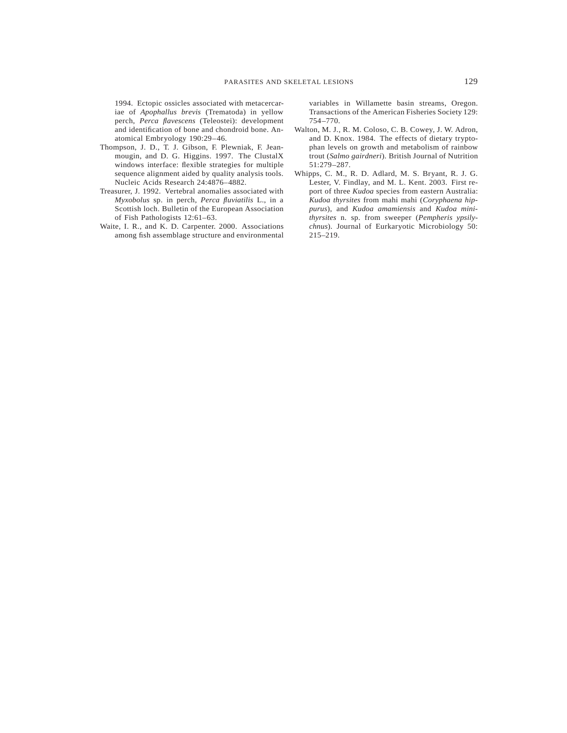1994. Ectopic ossicles associated with metacercariae of *Apophallus brevis* (Trematoda) in yellow perch, *Perca flavescens* (Teleostei): development and identification of bone and chondroid bone. Anatomical Embryology 190:29–46.

Thompson, J. D., T. J. Gibson, F. Plewniak, F. Jeanmougin, and D. G. Higgins. 1997. The ClustalX windows interface: flexible strategies for multiple sequence alignment aided by quality analysis tools. Nucleic Acids Research 24:4876–4882.

Treasurer, J. 1992. Vertebral anomalies associated with *Myxobolus* sp. in perch, *Perca fluviatilis* L., in a Scottish loch. Bulletin of the European Association of Fish Pathologists 12:61–63.

Waite, I. R., and K. D. Carpenter. 2000. Associations among fish assemblage structure and environmental variables in Willamette basin streams, Oregon. Transactions of the American Fisheries Society 129: 754–770.

Walton, M. J., R. M. Coloso, C. B. Cowey, J. W. Adron, and D. Knox. 1984. The effects of dietary tryptophan levels on growth and metabolism of rainbow trout (*Salmo gairdneri*). British Journal of Nutrition 51:279–287.

Whipps, C. M., R. D. Adlard, M. S. Bryant, R. J. G. Lester, V. Findlay, and M. L. Kent. 2003. First report of three *Kudoa* species from eastern Australia: *Kudoa thyrsites* from mahi mahi (*Coryphaena hippurus*), and *Kudoa amamiensis* and *Kudoa minithyrsites* n. sp. from sweeper (*Pempheris ypsilychnus*). Journal of Eurkaryotic Microbiology 50: 215–219.